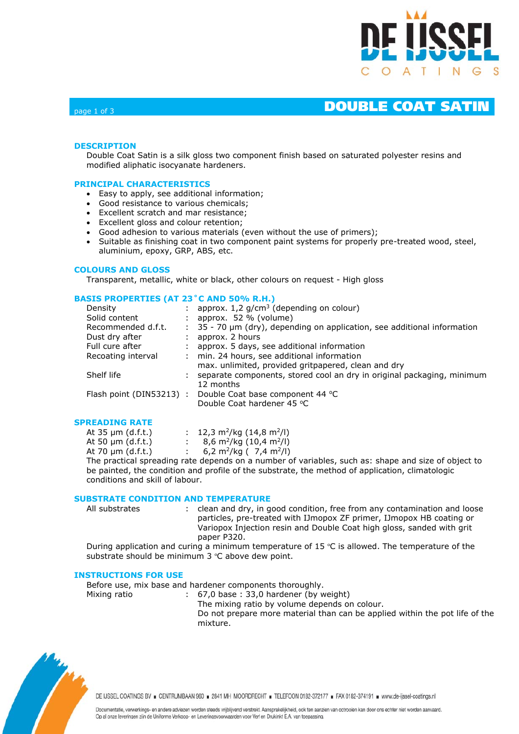# DOUBLE COAT SATIN

## DESCRIPTION

Double Coat Satin is a silk gloss two component finish based on saturated polyester resins and modified aliphatic isocyanate hardeners.

## PRINCIPAL CHARACTERISTICS

- Easy to apply, see additional information;
- Good resistance to various chemicals;
- Excellent scratch and mar resistance;
- Excellent gloss and colour retention;
- Good adhesion to various materials (even without the use of primers);
- Suitable as finishing coat in two component paint systems for properly pre-treated wood, steel, aluminium, epoxy, GRP, ABS, etc.

## COLOURS AND GLOSS

Transparent, metallic, white or black, other colours on request - High gloss

## BASIS PROPERTIES (AT 23 °C AND 50% R.H.)

| | | |
|---|---|---|
| Density | : | approx. 1,2 g/cm$^3$ (depending on colour) |
| Solid content | : | approx. 52 % (volume) |
| Recommended d.f.t. | : | 35 - 70 µm (dry), depending on application, see additional information |
| Dust dry after | : | approx. 2 hours |
| Full cure after | : | approx. 5 days, see additional information |
| Recoating interval | : | min. 24 hours, see additional information<br>max. unlimited, provided gritpapered, clean and dry |
| Shelf life | : | separate components, stored cool an dry in original packaging, minimum 12 months |
| Flash point (DIN53213) | : | Double Coat base component 44 °C<br>Double Coat hardener 45 °C |

## SPREADING RATE

| | | |
|---|---|---|
| At 35 µm (d.f.t.) | : | 12,3 m$^2$/kg (14,8 m$^2$/l) |
| At 50 µm (d.f.t.) | : | 8,6 m$^2$/kg (10,4 m$^2$/l) |
| At 70 µm (d.f.t.) | : | 6,2 m$^2$/kg ( 7,4 m$^2$/l) |

The practical spreading rate depends on a number of variables, such as: shape and size of object to be painted, the condition and profile of the substrate, the method of application, climatologic conditions and skill of labour.

## SUBSTRATE CONDITION AND TEMPERATURE

| | | |
|---|---|---|
| All substrates | : | clean and dry, in good condition, free from any contamination and loose particles, pre-treated with IJmopox ZF primer, IJmopox HB coating or Variopox Injection resin and Double Coat high gloss, sanded with grit paper P320. |

During application and curing a minimum temperature of 15 °C is allowed. The temperature of the substrate should be minimum 3 °C above dew point.

## INSTRUCTIONS FOR USE

Before use, mix base and hardener components thoroughly.

| | | |
|---|---|---|
| Mixing ratio | : | 67,0 base : 33,0 hardener (by weight)<br>The mixing ratio by volume depends on colour.<br>Do not prepare more material than can be applied within the pot life of the mixture. |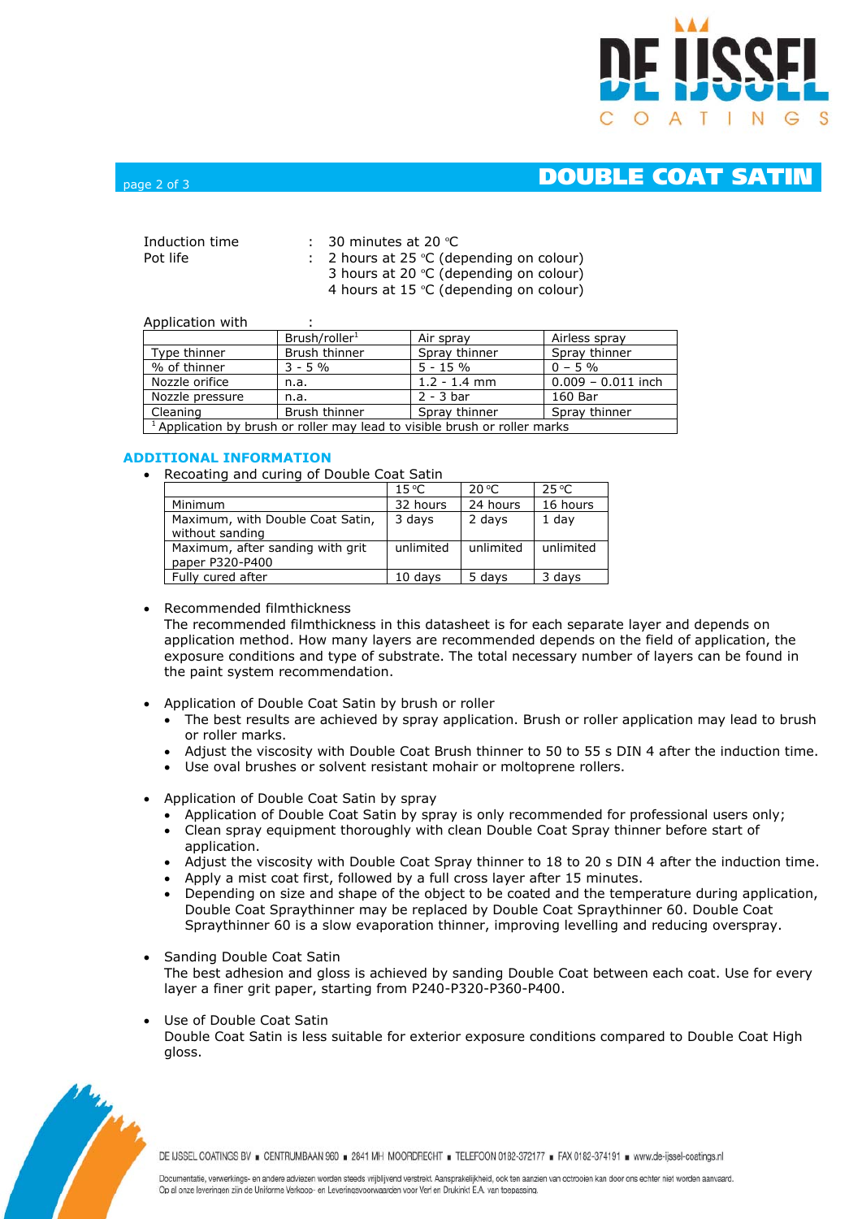Induction time : 30 minutes at 20 °C

Pot life : 2 hours at 25 °C (depending on colour)
3 hours at 20 °C (depending on colour)
4 hours at 15 °C (depending on colour)

Application with :

| | Brush/roller[1] | Air spray | Airless spray |
|---|---|---|---|
| Type thinner | Brush thinner | Spray thinner | Spray thinner |
| % of thinner | 3 - 5 % | 5 - 15 % | 0 – 5 % |
| Nozzle orifice | n.a. | 1.2 - 1.4 mm | 0.009 – 0.011 inch |
| Nozzle pressure | n.a. | 2 - 3 bar | 160 Bar |
| Cleaning | Brush thinner | Spray thinner | Spray thinner |

[1] Application by brush or roller may lead to visible brush or roller marks

## ADDITIONAL INFORMATION

- Recoating and curing of Double Coat Satin

| | 15 °C | 20 °C | 25 °C |
|---|---|---|---|
| Minimum | 32 hours | 24 hours | 16 hours |
| Maximum, with Double Coat Satin, without sanding | 3 days | 2 days | 1 day |
| Maximum, after sanding with grit paper P320-P400 | unlimited | unlimited | unlimited |
| Fully cured after | 10 days | 5 days | 3 days |

- Recommended filmthickness
  The recommended filmthickness in this datasheet is for each separate layer and depends on application method. How many layers are recommended depends on the field of application, the exposure conditions and type of substrate. The total necessary number of layers can be found in the paint system recommendation.

- Application of Double Coat Satin by brush or roller
  - The best results are achieved by spray application. Brush or roller application may lead to brush or roller marks.
  - Adjust the viscosity with Double Coat Brush thinner to 50 to 55 s DIN 4 after the induction time.
  - Use oval brushes or solvent resistant mohair or moltoprene rollers.

- Application of Double Coat Satin by spray
  - Application of Double Coat Satin by spray is only recommended for professional users only;
  - Clean spray equipment thoroughly with clean Double Coat Spray thinner before start of application.
  - Adjust the viscosity with Double Coat Spray thinner to 18 to 20 s DIN 4 after the induction time.
  - Apply a mist coat first, followed by a full cross layer after 15 minutes.
  - Depending on size and shape of the object to be coated and the temperature during application, Double Coat Spraythinner may be replaced by Double Coat Spraythinner 60. Double Coat Spraythinner 60 is a slow evaporation thinner, improving levelling and reducing overspray.

- Sanding Double Coat Satin
  The best adhesion and gloss is achieved by sanding Double Coat between each coat. Use for every layer a finer grit paper, starting from P240-P320-P360-P400.

- Use of Double Coat Satin
  Double Coat Satin is less suitable for exterior exposure conditions compared to Double Coat High gloss.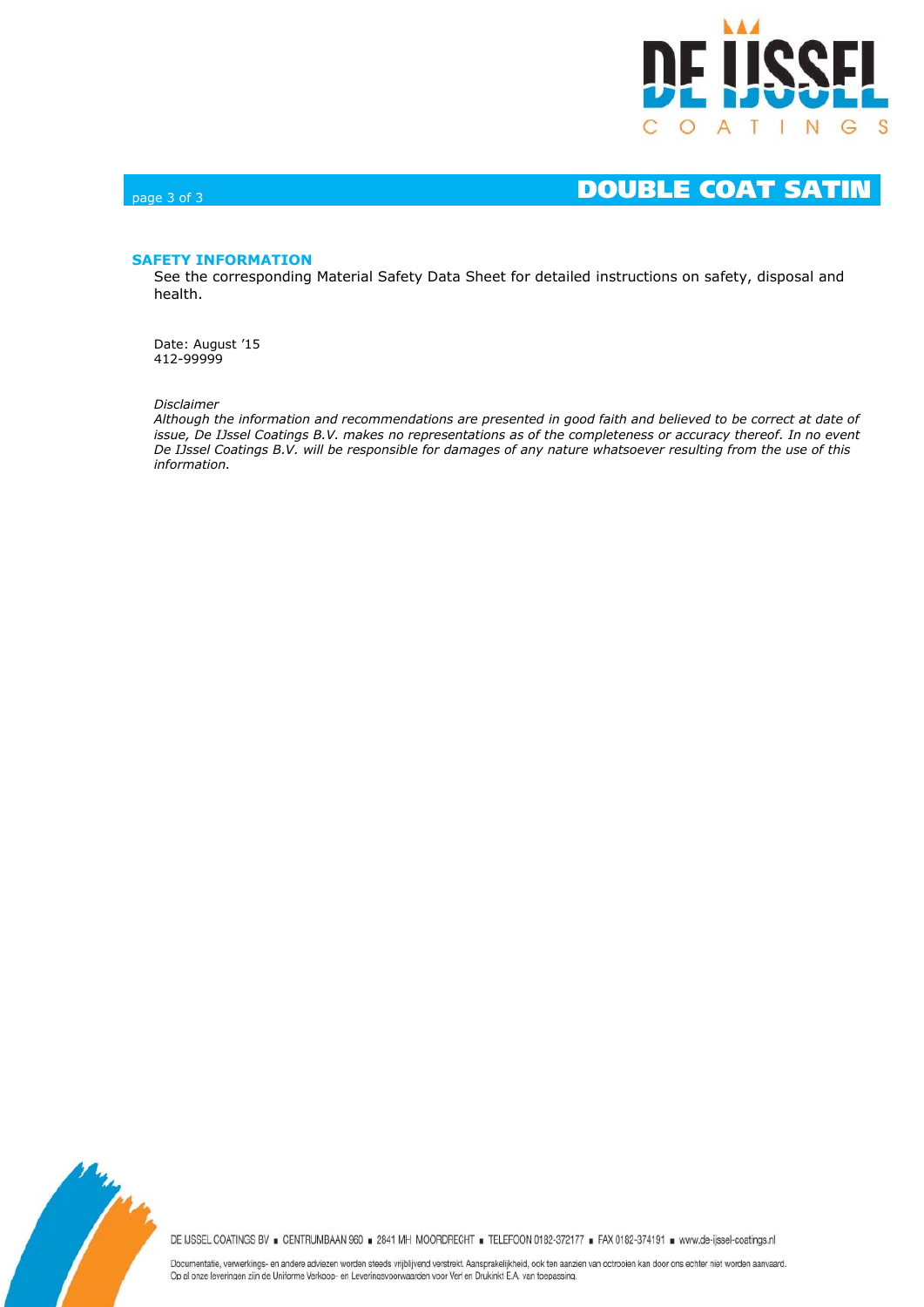# DOUBLE COAT SATIN

## SAFETY INFORMATION

See the corresponding Material Safety Data Sheet for detailed instructions on safety, disposal and health.

Date: August '15
412-99999

*Disclaimer*
*Although the information and recommendations are presented in good faith and believed to be correct at date of issue, De IJssel Coatings B.V. makes no representations as of the completeness or accuracy thereof. In no event De IJssel Coatings B.V. will be responsible for damages of any nature whatsoever resulting from the use of this information.*